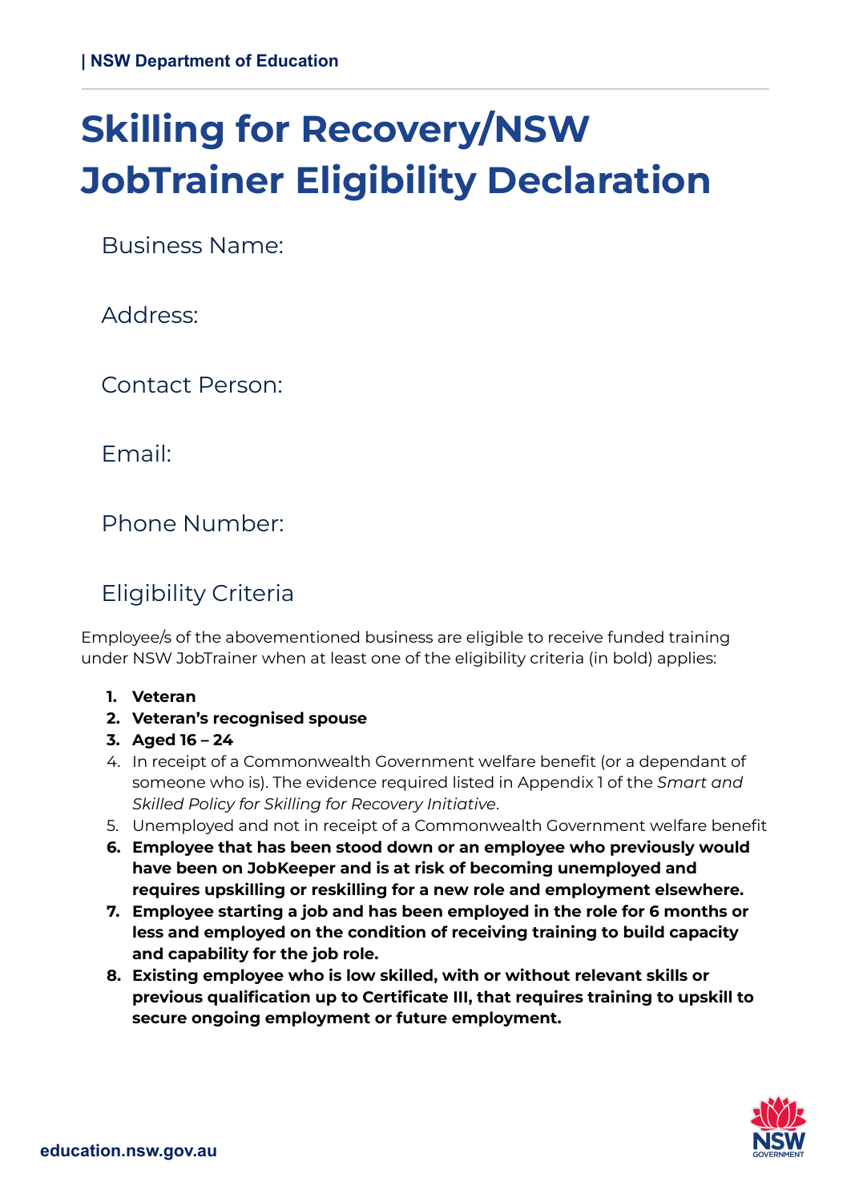# Skilling for Recovery/NSW JobTrainer Eligibility Declaration

Business Name:

Address:

Contact Person:

Email:

Phone Number:

## Eligibility Criteria

Employee/s of the abovementioned business are eligible to receive funded training under NSW JobTrainer when at least one of the eligibility criteria (in bold) applies:

1. **Veteran**
2. **Veteran's recognised spouse**
3. **Aged 16 – 24**
4. In receipt of a Commonwealth Government welfare benefit (or a dependant of someone who is). The evidence required listed in Appendix 1 of the *Smart and Skilled Policy for Skilling for Recovery Initiative*.
5. Unemployed and not in receipt of a Commonwealth Government welfare benefit
6. **Employee that has been stood down or an employee who previously would have been on JobKeeper and is at risk of becoming unemployed and requires upskilling or reskilling for a new role and employment elsewhere.**
7. **Employee starting a job and has been employed in the role for 6 months or less and employed on the condition of receiving training to build capacity and capability for the job role.**
8. **Existing employee who is low skilled, with or without relevant skills or previous qualification up to Certificate III, that requires training to upskill to secure ongoing employment or future employment.**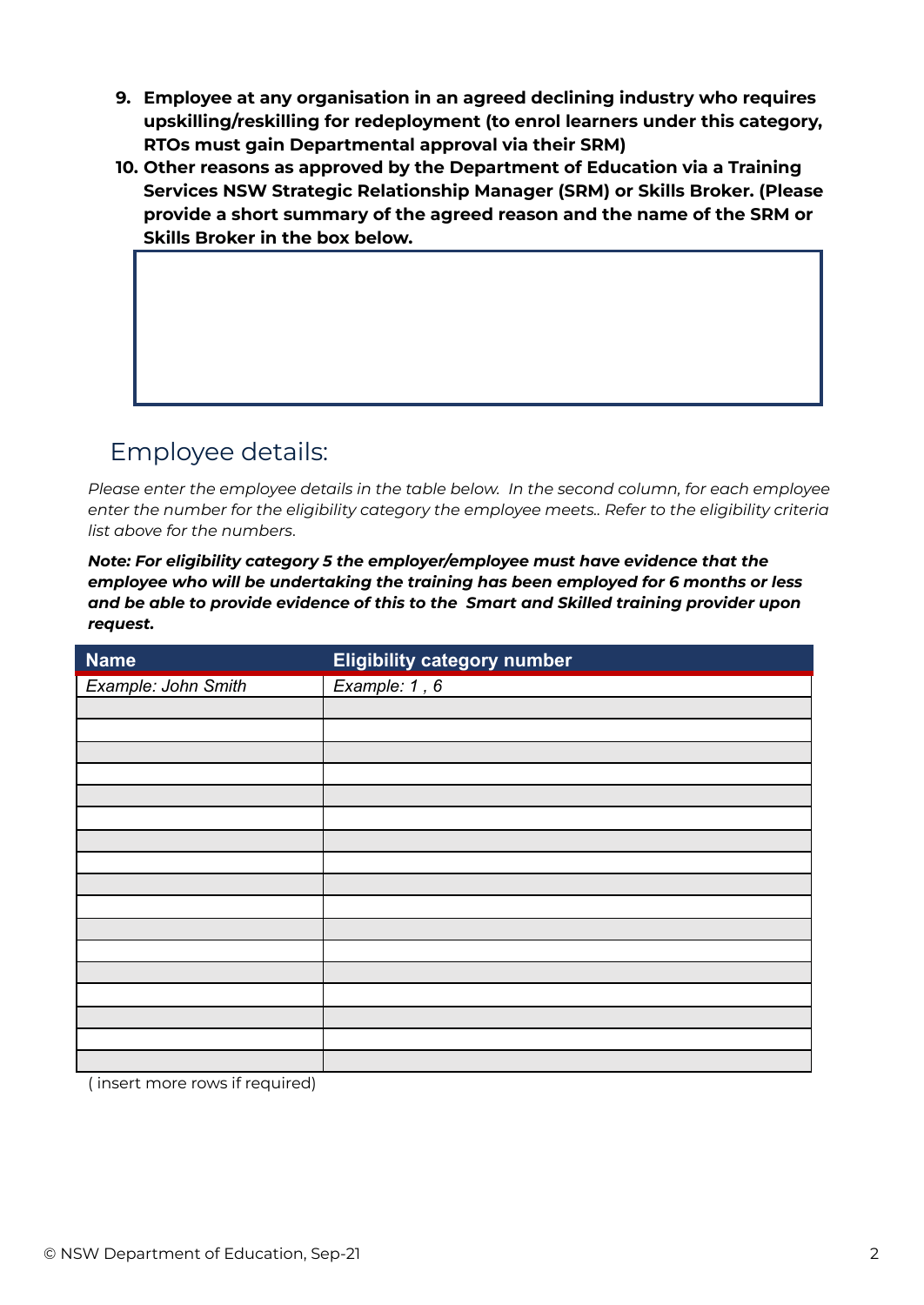9. **Employee at any organisation in an agreed declining industry who requires upskilling/reskilling for redeployment (to enrol learners under this category, RTOs must gain Departmental approval via their SRM)**
10. **Other reasons as approved by the Department of Education via a Training Services NSW Strategic Relationship Manager (SRM) or Skills Broker. (Please provide a short summary of the agreed reason and the name of the SRM or Skills Broker in the box below.**

| |
|---|
| |

## Employee details:

*Please enter the employee details in the table below. In the second column, for each employee enter the number for the eligibility category the employee meets.. Refer to the eligibility criteria list above for the numbers.*

***Note: For eligibility category 5 the employer/employee must have evidence that the employee who will be undertaking the training has been employed for 6 months or less and be able to provide evidence of this to the Smart and Skilled training provider upon request.***

| Name | Eligibility category number |
|---|---|
| *Example: John Smith* | *Example: 1 , 6* |
| | |
| | |
| | |
| | |
| | |
| | |
| | |
| | |
| | |
| | |
| | |
| | |
| | |
| | |
| | |
| | |
| | |

( insert more rows if required)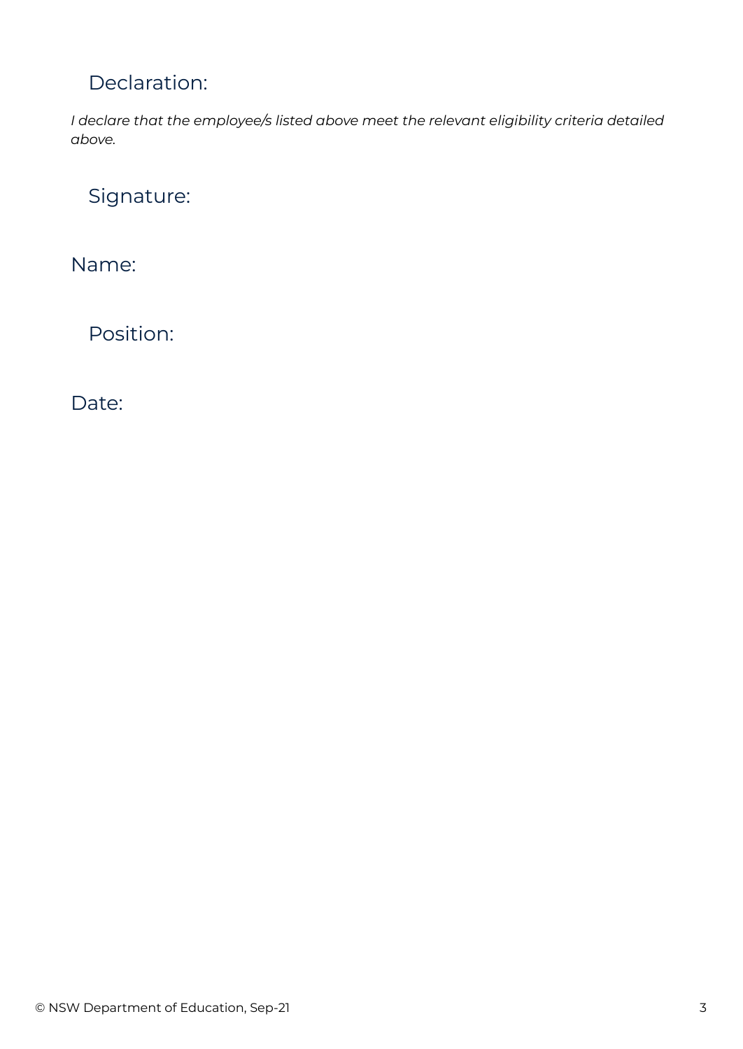## Declaration:

*I declare that the employee/s listed above meet the relevant eligibility criteria detailed above.*

## Signature:

Name:

## Position:

Date: